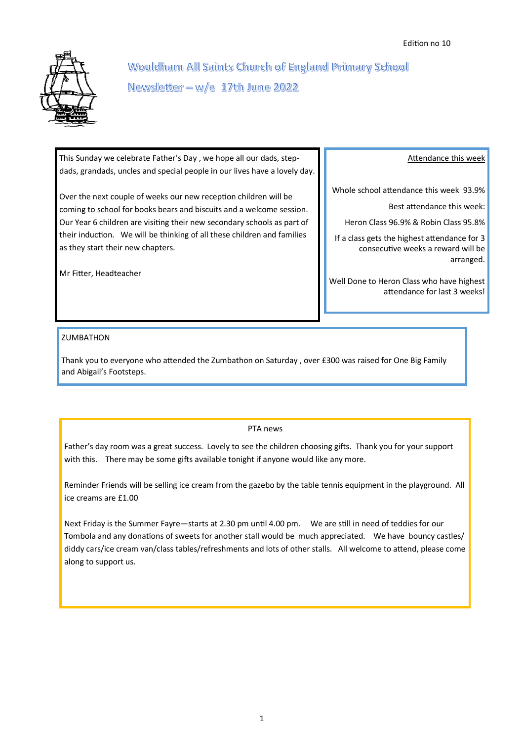Edition no 10

# Wouldham All Saints Church of England Primary School

## Newsletter – w/e 17th June 2022

This Sunday we celebrate Father's Day , we hope all our dads, step-dads, grandads, uncles and special people in our lives have a lovely day.

Over the next couple of weeks our new reception children will be coming to school for books bears and biscuits and a welcome session. Our Year 6 children are visiting their new secondary schools as part of their induction. We will be thinking of all these children and families as they start their new chapters.

Mr Fitter, Headteacher

### Attendance this week

Whole school attendance this week 93.9%

Best attendance this week:

Heron Class 96.9% & Robin Class 95.8%

If a class gets the highest attendance for 3 consecutive weeks a reward will be arranged.

Well Done to Heron Class who have highest attendance for last 3 weeks!

### ZUMBATHON

Thank you to everyone who attended the Zumbathon on Saturday , over £300 was raised for One Big Family and Abigail's Footsteps.

### PTA news

Father's day room was a great success. Lovely to see the children choosing gifts. Thank you for your support with this. There may be some gifts available tonight if anyone would like any more.

Reminder Friends will be selling ice cream from the gazebo by the table tennis equipment in the playground. All ice creams are £1.00

Next Friday is the Summer Fayre—starts at 2.30 pm until 4.00 pm. We are still in need of teddies for our Tombola and any donations of sweets for another stall would be much appreciated. We have bouncy castles/ diddy cars/ice cream van/class tables/refreshments and lots of other stalls. All welcome to attend, please come along to support us.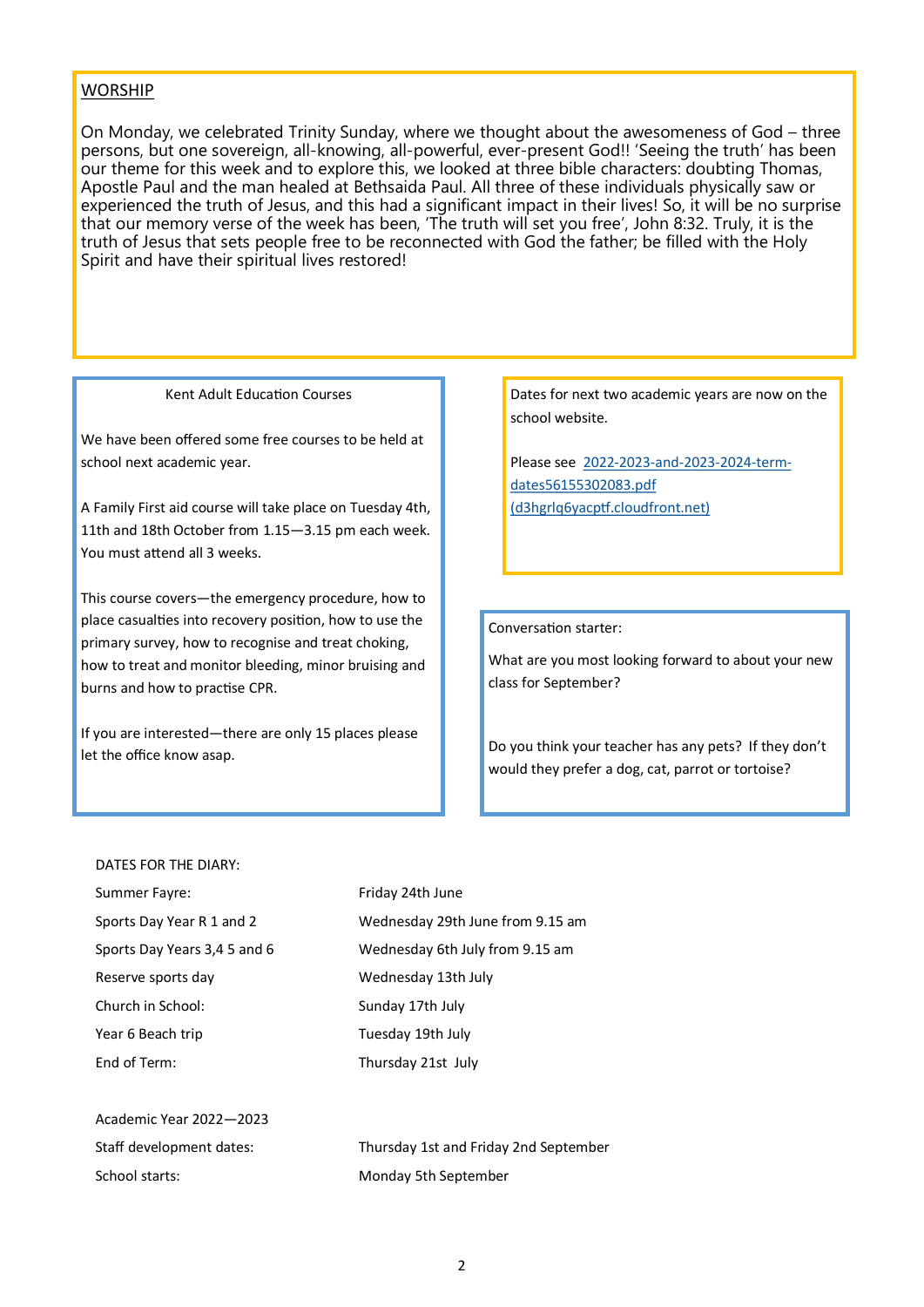## WORSHIP

On Monday, we celebrated Trinity Sunday, where we thought about the awesomeness of God – three persons, but one sovereign, all-knowing, all-powerful, ever-present God!! 'Seeing the truth' has been our theme for this week and to explore this, we looked at three bible characters: doubting Thomas, Apostle Paul and the man healed at Bethsaida Paul. All three of these individuals physically saw or experienced the truth of Jesus, and this had a significant impact in their lives! So, it will be no surprise that our memory verse of the week has been, 'The truth will set you free', John 8:32. Truly, it is the truth of Jesus that sets people free to be reconnected with God the father; be filled with the Holy Spirit and have their spiritual lives restored!

### Kent Adult Education Courses

We have been offered some free courses to be held at school next academic year.

A Family First aid course will take place on Tuesday 4th, 11th and 18th October from 1.15—3.15 pm each week. You must attend all 3 weeks.

This course covers—the emergency procedure, how to place casualties into recovery position, how to use the primary survey, how to recognise and treat choking, how to treat and monitor bleeding, minor bruising and burns and how to practise CPR.

If you are interested—there are only 15 places please let the office know asap.

Dates for next two academic years are now on the school website.

Please see [2022-2023-and-2023-2024-term-dates56155302083.pdf (d3hgrlq6yacptf.cloudfront.net)]

Conversation starter:

What are you most looking forward to about your new class for September?

Do you think your teacher has any pets? If they don't would they prefer a dog, cat, parrot or tortoise?

DATES FOR THE DIARY:

| | |
|---|---|
| Summer Fayre: | Friday 24th June |
| Sports Day Year R 1 and 2 | Wednesday 29th June from 9.15 am |
| Sports Day Years 3,4 5 and 6 | Wednesday 6th July from 9.15 am |
| Reserve sports day | Wednesday 13th July |
| Church in School: | Sunday 17th July |
| Year 6 Beach trip | Tuesday 19th July |
| End of Term: | Thursday 21st July |

Academic Year 2022—2023

| | |
|---|---|
| Staff development dates: | Thursday 1st and Friday 2nd September |
| School starts: | Monday 5th September |